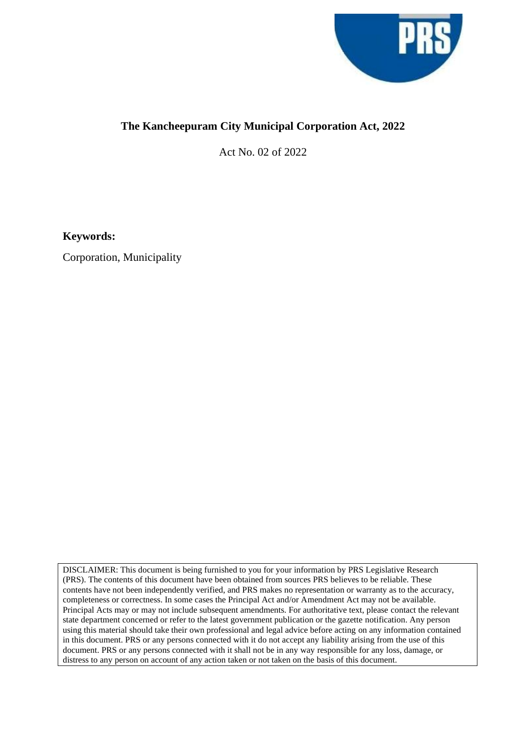# The Kancheepuram City Municipal Corporation Act, 2022

Act No. 02 of 2022

**Keywords:**

Corporation, Municipality

DISCLAIMER: This document is being furnished to you for your information by PRS Legislative Research (PRS). The contents of this document have been obtained from sources PRS believes to be reliable. These contents have not been independently verified, and PRS makes no representation or warranty as to the accuracy, completeness or correctness. In some cases the Principal Act and/or Amendment Act may not be available. Principal Acts may or may not include subsequent amendments. For authoritative text, please contact the relevant state department concerned or refer to the latest government publication or the gazette notification. Any person using this material should take their own professional and legal advice before acting on any information contained in this document. PRS or any persons connected with it do not accept any liability arising from the use of this document. PRS or any persons connected with it shall not be in any way responsible for any loss, damage, or distress to any person on account of any action taken or not taken on the basis of this document.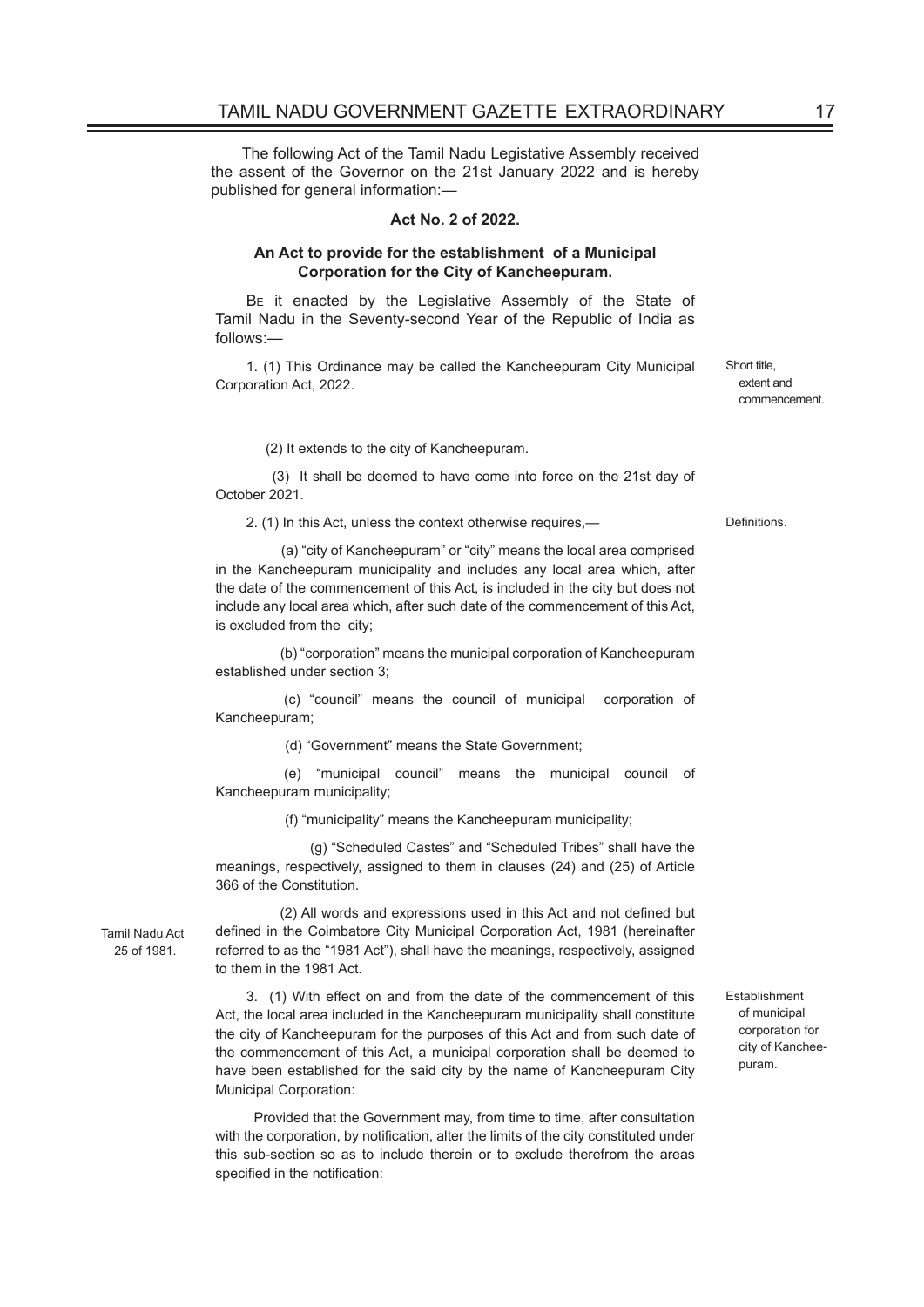The following Act of the Tamil Nadu Legistative Assembly received the assent of the Governor on the 21st January 2022 and is hereby published for general information:—

**Act No. 2 of 2022.**

**An Act to provide for the establishment of a Municipal Corporation for the City of Kancheepuram.**

Be it enacted by the Legislative Assembly of the State of Tamil Nadu in the Seventy-second Year of the Republic of India as follows:—

Short title, extent and commencement.

1. (1) This Ordinance may be called the Kancheepuram City Municipal Corporation Act, 2022.

(2) It extends to the city of Kancheepuram.

(3) It shall be deemed to have come into force on the 21st day of October 2021.

Definitions.

2. (1) In this Act, unless the context otherwise requires,—

(a) "city of Kancheepuram" or "city" means the local area comprised in the Kancheepuram municipality and includes any local area which, after the date of the commencement of this Act, is included in the city but does not include any local area which, after such date of the commencement of this Act, is excluded from the city;

(b) "corporation" means the municipal corporation of Kancheepuram established under section 3;

(c) "council" means the council of municipal corporation of Kancheepuram;

(d) "Government" means the State Government;

(e) "municipal council" means the municipal council of Kancheepuram municipality;

(f) "municipality" means the Kancheepuram municipality;

(g) "Scheduled Castes" and "Scheduled Tribes" shall have the meanings, respectively, assigned to them in clauses (24) and (25) of Article 366 of the Constitution.

Tamil Nadu Act 25 of 1981.

(2) All words and expressions used in this Act and not defined but defined in the Coimbatore City Municipal Corporation Act, 1981 (hereinafter referred to as the "1981 Act"), shall have the meanings, respectively, assigned to them in the 1981 Act.

Establishment of municipal corporation for city of Kancheepuram.

3. (1) With effect on and from the date of the commencement of this Act, the local area included in the Kancheepuram municipality shall constitute the city of Kancheepuram for the purposes of this Act and from such date of the commencement of this Act, a municipal corporation shall be deemed to have been established for the said city by the name of Kancheepuram City Municipal Corporation:

Provided that the Government may, from time to time, after consultation with the corporation, by notification, alter the limits of the city constituted under this sub-section so as to include therein or to exclude therefrom the areas specified in the notification: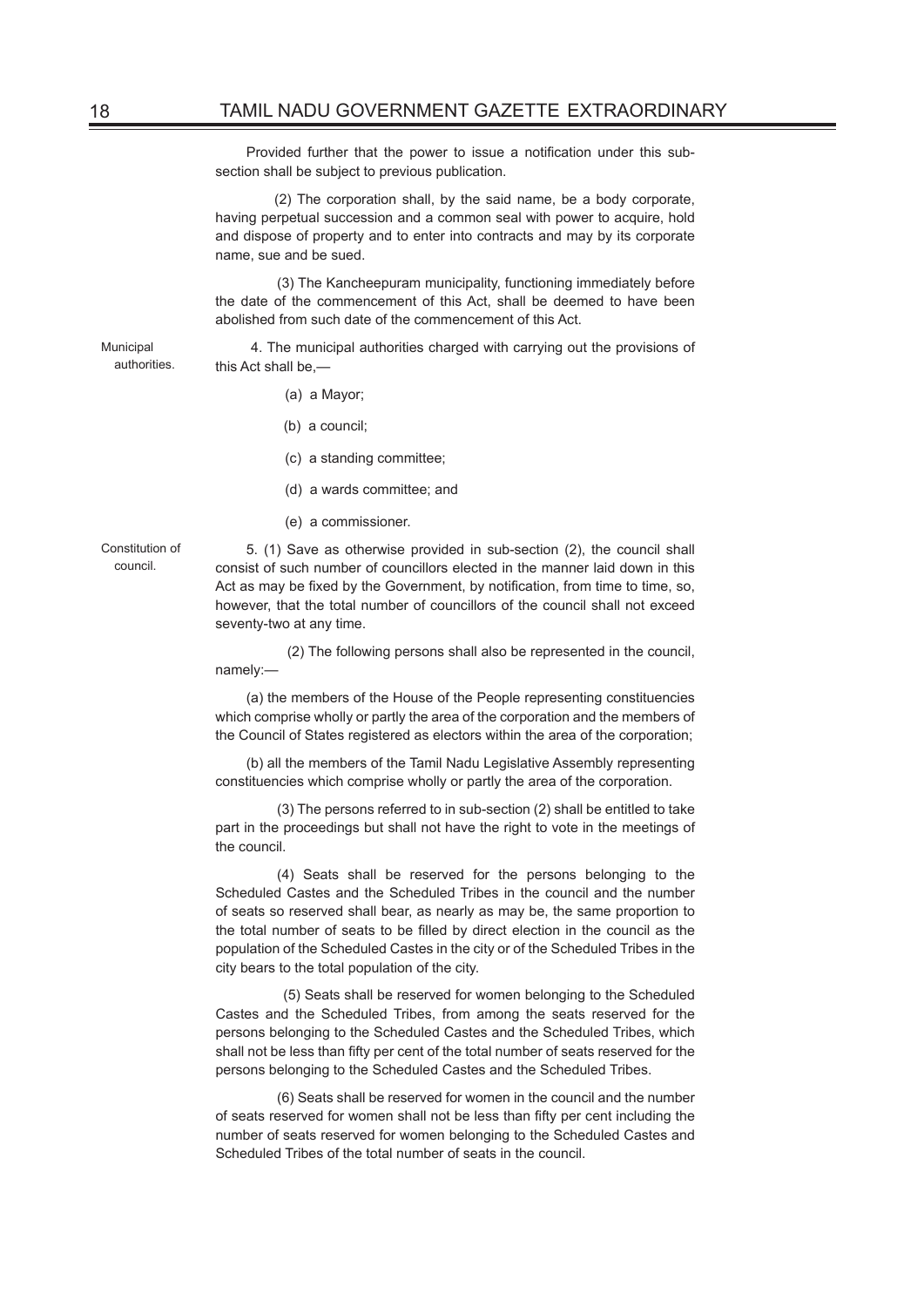Provided further that the power to issue a notification under this sub-section shall be subject to previous publication.

(2) The corporation shall, by the said name, be a body corporate, having perpetual succession and a common seal with power to acquire, hold and dispose of property and to enter into contracts and may by its corporate name, sue and be sued.

(3) The Kancheepuram municipality, functioning immediately before the date of the commencement of this Act, shall be deemed to have been abolished from such date of the commencement of this Act.

Municipal authorities.

4. The municipal authorities charged with carrying out the provisions of this Act shall be,—

(a) a Mayor;

(b) a council;

(c) a standing committee;

(d) a wards committee; and

(e) a commissioner.

Constitution of council.

5. (1) Save as otherwise provided in sub-section (2), the council shall consist of such number of councillors elected in the manner laid down in this Act as may be fixed by the Government, by notification, from time to time, so, however, that the total number of councillors of the council shall not exceed seventy-two at any time.

(2) The following persons shall also be represented in the council, namely:—

(a) the members of the House of the People representing constituencies which comprise wholly or partly the area of the corporation and the members of the Council of States registered as electors within the area of the corporation;

(b) all the members of the Tamil Nadu Legislative Assembly representing constituencies which comprise wholly or partly the area of the corporation.

(3) The persons referred to in sub-section (2) shall be entitled to take part in the proceedings but shall not have the right to vote in the meetings of the council.

(4) Seats shall be reserved for the persons belonging to the Scheduled Castes and the Scheduled Tribes in the council and the number of seats so reserved shall bear, as nearly as may be, the same proportion to the total number of seats to be filled by direct election in the council as the population of the Scheduled Castes in the city or of the Scheduled Tribes in the city bears to the total population of the city.

(5) Seats shall be reserved for women belonging to the Scheduled Castes and the Scheduled Tribes, from among the seats reserved for the persons belonging to the Scheduled Castes and the Scheduled Tribes, which shall not be less than fifty per cent of the total number of seats reserved for the persons belonging to the Scheduled Castes and the Scheduled Tribes.

(6) Seats shall be reserved for women in the council and the number of seats reserved for women shall not be less than fifty per cent including the number of seats reserved for women belonging to the Scheduled Castes and Scheduled Tribes of the total number of seats in the council.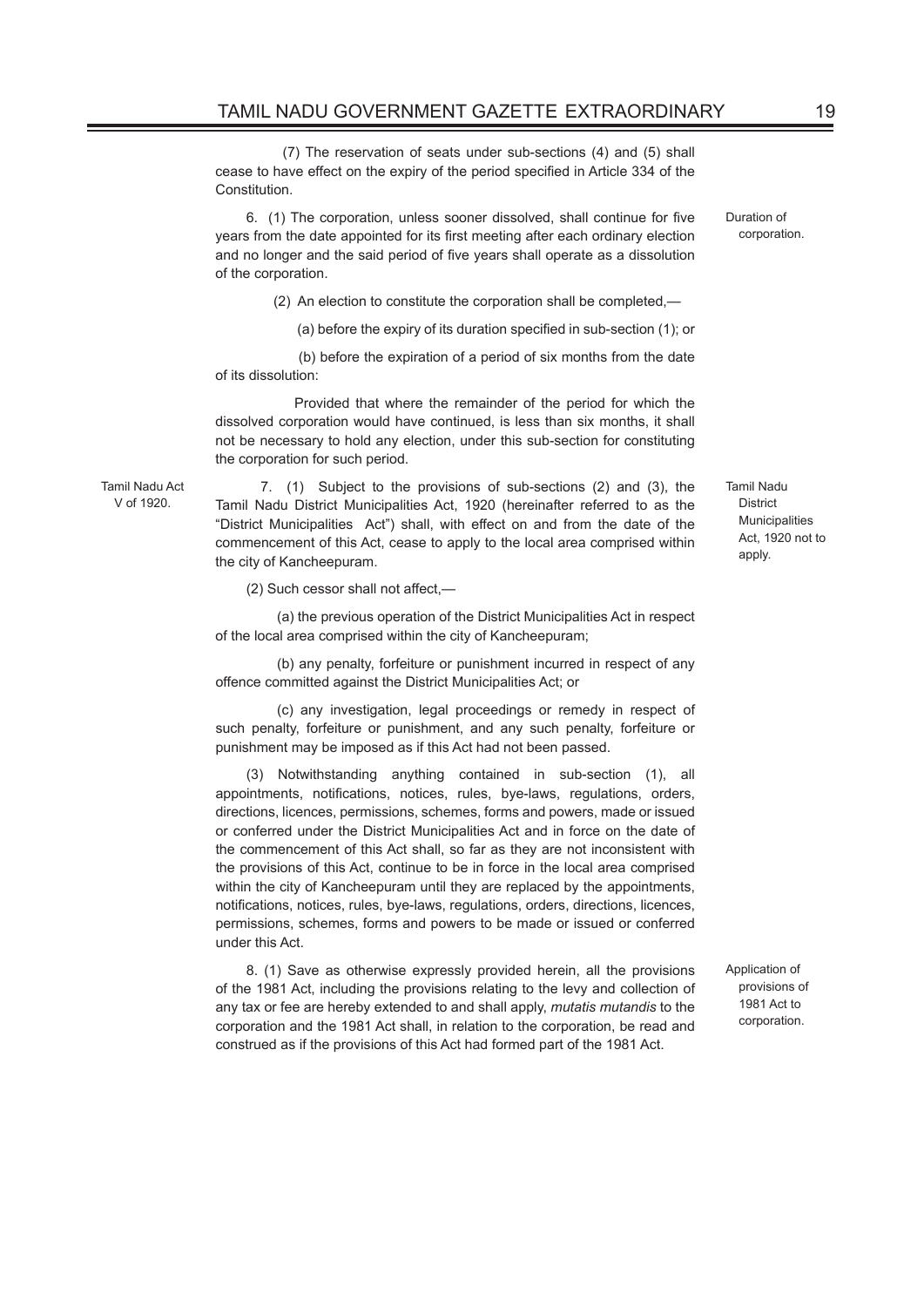(7) The reservation of seats under sub-sections (4) and (5) shall cease to have effect on the expiry of the period specified in Article 334 of the Constitution.

Duration of corporation.

6. (1) The corporation, unless sooner dissolved, shall continue for five years from the date appointed for its first meeting after each ordinary election and no longer and the said period of five years shall operate as a dissolution of the corporation.

(2) An election to constitute the corporation shall be completed,—

(a) before the expiry of its duration specified in sub-section (1); or

(b) before the expiration of a period of six months from the date of its dissolution:

Provided that where the remainder of the period for which the dissolved corporation would have continued, is less than six months, it shall not be necessary to hold any election, under this sub-section for constituting the corporation for such period.

Tamil Nadu Act V of 1920.

Tamil Nadu District Municipalities Act, 1920 not to apply.

7. (1) Subject to the provisions of sub-sections (2) and (3), the Tamil Nadu District Municipalities Act, 1920 (hereinafter referred to as the "District Municipalities Act") shall, with effect on and from the date of the commencement of this Act, cease to apply to the local area comprised within the city of Kancheepuram.

(2) Such cessor shall not affect,—

(a) the previous operation of the District Municipalities Act in respect of the local area comprised within the city of Kancheepuram;

(b) any penalty, forfeiture or punishment incurred in respect of any offence committed against the District Municipalities Act; or

(c) any investigation, legal proceedings or remedy in respect of such penalty, forfeiture or punishment, and any such penalty, forfeiture or punishment may be imposed as if this Act had not been passed.

(3) Notwithstanding anything contained in sub-section (1), all appointments, notifications, notices, rules, bye-laws, regulations, orders, directions, licences, permissions, schemes, forms and powers, made or issued or conferred under the District Municipalities Act and in force on the date of the commencement of this Act shall, so far as they are not inconsistent with the provisions of this Act, continue to be in force in the local area comprised within the city of Kancheepuram until they are replaced by the appointments, notifications, notices, rules, bye-laws, regulations, orders, directions, licences, permissions, schemes, forms and powers to be made or issued or conferred under this Act.

Application of provisions of 1981 Act to corporation.

8. (1) Save as otherwise expressly provided herein, all the provisions of the 1981 Act, including the provisions relating to the levy and collection of any tax or fee are hereby extended to and shall apply, *mutatis mutandis* to the corporation and the 1981 Act shall, in relation to the corporation, be read and construed as if the provisions of this Act had formed part of the 1981 Act.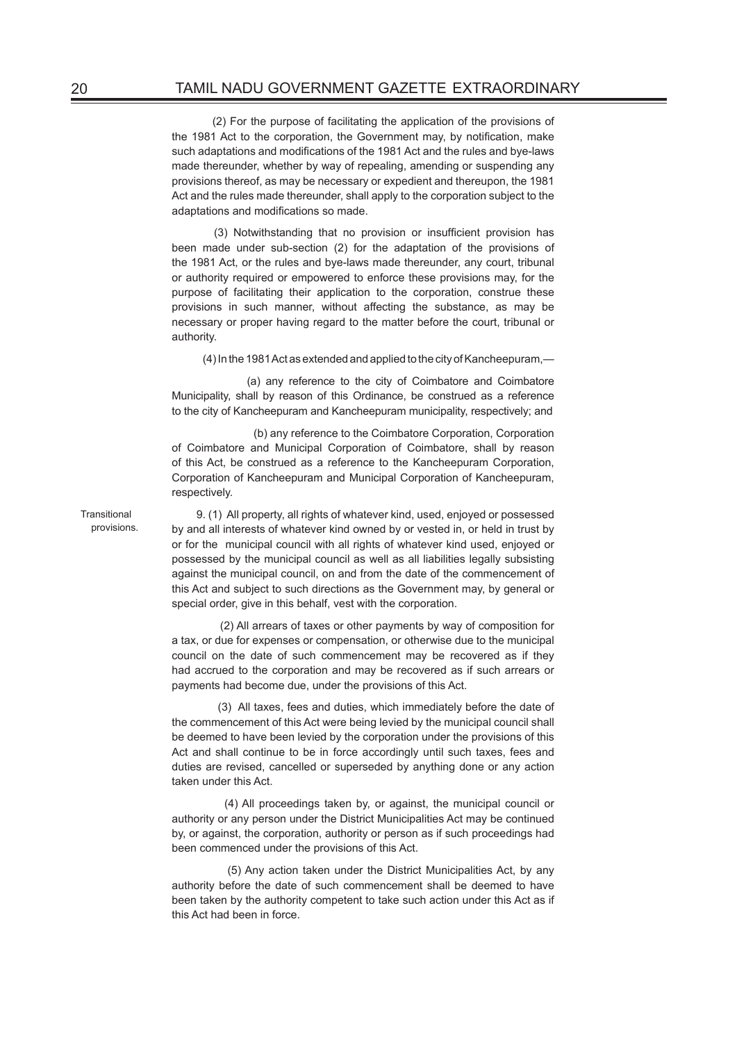(2) For the purpose of facilitating the application of the provisions of the 1981 Act to the corporation, the Government may, by notification, make such adaptations and modifications of the 1981 Act and the rules and bye-laws made thereunder, whether by way of repealing, amending or suspending any provisions thereof, as may be necessary or expedient and thereupon, the 1981 Act and the rules made thereunder, shall apply to the corporation subject to the adaptations and modifications so made.

(3) Notwithstanding that no provision or insufficient provision has been made under sub-section (2) for the adaptation of the provisions of the 1981 Act, or the rules and bye-laws made thereunder, any court, tribunal or authority required or empowered to enforce these provisions may, for the purpose of facilitating their application to the corporation, construe these provisions in such manner, without affecting the substance, as may be necessary or proper having regard to the matter before the court, tribunal or authority.

(4) In the 1981 Act as extended and applied to the city of Kancheepuram,—

(a) any reference to the city of Coimbatore and Coimbatore Municipality, shall by reason of this Ordinance, be construed as a reference to the city of Kancheepuram and Kancheepuram municipality, respectively; and

(b) any reference to the Coimbatore Corporation, Corporation of Coimbatore and Municipal Corporation of Coimbatore, shall by reason of this Act, be construed as a reference to the Kancheepuram Corporation, Corporation of Kancheepuram and Municipal Corporation of Kancheepuram, respectively.

Transitional provisions.

9. (1) All property, all rights of whatever kind, used, enjoyed or possessed by and all interests of whatever kind owned by or vested in, or held in trust by or for the municipal council with all rights of whatever kind used, enjoyed or possessed by the municipal council as well as all liabilities legally subsisting against the municipal council, on and from the date of the commencement of this Act and subject to such directions as the Government may, by general or special order, give in this behalf, vest with the corporation.

(2) All arrears of taxes or other payments by way of composition for a tax, or due for expenses or compensation, or otherwise due to the municipal council on the date of such commencement may be recovered as if they had accrued to the corporation and may be recovered as if such arrears or payments had become due, under the provisions of this Act.

(3) All taxes, fees and duties, which immediately before the date of the commencement of this Act were being levied by the municipal council shall be deemed to have been levied by the corporation under the provisions of this Act and shall continue to be in force accordingly until such taxes, fees and duties are revised, cancelled or superseded by anything done or any action taken under this Act.

(4) All proceedings taken by, or against, the municipal council or authority or any person under the District Municipalities Act may be continued by, or against, the corporation, authority or person as if such proceedings had been commenced under the provisions of this Act.

(5) Any action taken under the District Municipalities Act, by any authority before the date of such commencement shall be deemed to have been taken by the authority competent to take such action under this Act as if this Act had been in force.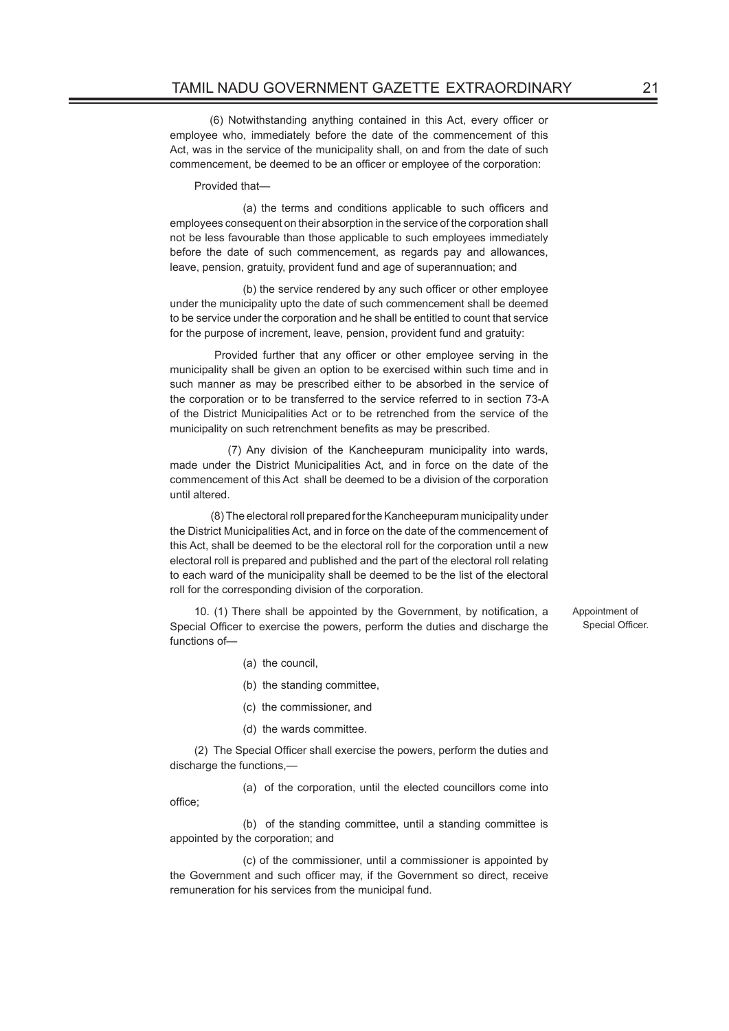(6) Notwithstanding anything contained in this Act, every officer or employee who, immediately before the date of the commencement of this Act, was in the service of the municipality shall, on and from the date of such commencement, be deemed to be an officer or employee of the corporation:

Provided that—

(a) the terms and conditions applicable to such officers and employees consequent on their absorption in the service of the corporation shall not be less favourable than those applicable to such employees immediately before the date of such commencement, as regards pay and allowances, leave, pension, gratuity, provident fund and age of superannuation; and

(b) the service rendered by any such officer or other employee under the municipality upto the date of such commencement shall be deemed to be service under the corporation and he shall be entitled to count that service for the purpose of increment, leave, pension, provident fund and gratuity:

Provided further that any officer or other employee serving in the municipality shall be given an option to be exercised within such time and in such manner as may be prescribed either to be absorbed in the service of the corporation or to be transferred to the service referred to in section 73-A of the District Municipalities Act or to be retrenched from the service of the municipality on such retrenchment benefits as may be prescribed.

(7) Any division of the Kancheepuram municipality into wards, made under the District Municipalities Act, and in force on the date of the commencement of this Act shall be deemed to be a division of the corporation until altered.

(8) The electoral roll prepared for the Kancheepuram municipality under the District Municipalities Act, and in force on the date of the commencement of this Act, shall be deemed to be the electoral roll for the corporation until a new electoral roll is prepared and published and the part of the electoral roll relating to each ward of the municipality shall be deemed to be the list of the electoral roll for the corresponding division of the corporation.

*Appointment of Special Officer.*

10. (1) There shall be appointed by the Government, by notification, a Special Officer to exercise the powers, perform the duties and discharge the functions of—

(a) the council,

(b) the standing committee,

(c) the commissioner, and

(d) the wards committee.

(2) The Special Officer shall exercise the powers, perform the duties and discharge the functions,—

(a) of the corporation, until the elected councillors come into office;

(b) of the standing committee, until a standing committee is appointed by the corporation; and

(c) of the commissioner, until a commissioner is appointed by the Government and such officer may, if the Government so direct, receive remuneration for his services from the municipal fund.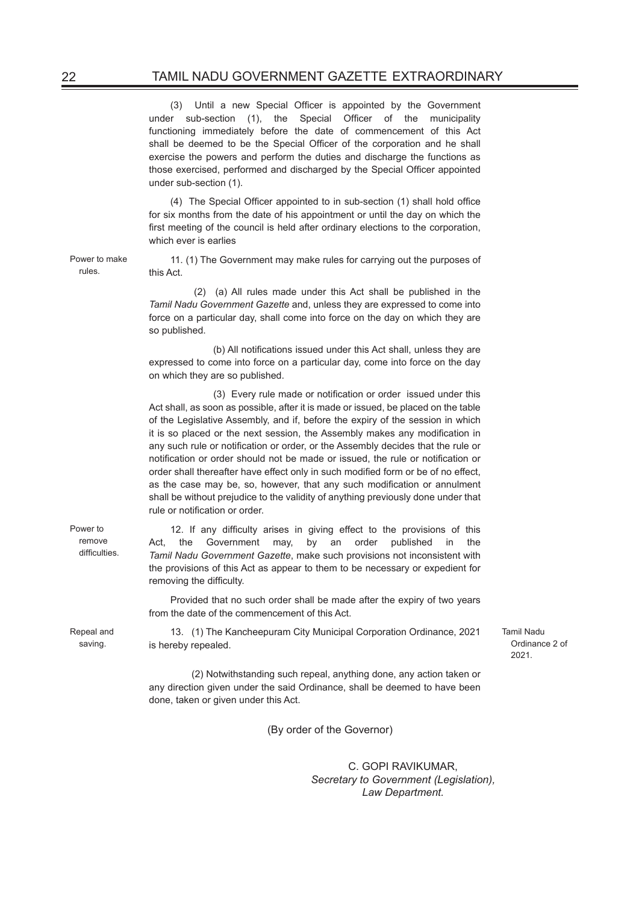(3) Until a new Special Officer is appointed by the Government under sub-section (1), the Special Officer of the municipality functioning immediately before the date of commencement of this Act shall be deemed to be the Special Officer of the corporation and he shall exercise the powers and perform the duties and discharge the functions as those exercised, performed and discharged by the Special Officer appointed under sub-section (1).

(4) The Special Officer appointed to in sub-section (1) shall hold office for six months from the date of his appointment or until the day on which the first meeting of the council is held after ordinary elections to the corporation, which ever is earlies

Power to make rules.

11. (1) The Government may make rules for carrying out the purposes of this Act.

(2) (a) All rules made under this Act shall be published in the *Tamil Nadu Government Gazette* and, unless they are expressed to come into force on a particular day, shall come into force on the day on which they are so published.

(b) All notifications issued under this Act shall, unless they are expressed to come into force on a particular day, come into force on the day on which they are so published.

(3) Every rule made or notification or order issued under this Act shall, as soon as possible, after it is made or issued, be placed on the table of the Legislative Assembly, and if, before the expiry of the session in which it is so placed or the next session, the Assembly makes any modification in any such rule or notification or order, or the Assembly decides that the rule or notification or order should not be made or issued, the rule or notification or order shall thereafter have effect only in such modified form or be of no effect, as the case may be, so, however, that any such modification or annulment shall be without prejudice to the validity of anything previously done under that rule or notification or order.

Power to remove difficulties.

12. If any difficulty arises in giving effect to the provisions of this Act, the Government may, by an order published in the *Tamil Nadu Government Gazette*, make such provisions not inconsistent with the provisions of this Act as appear to them to be necessary or expedient for removing the difficulty.

Provided that no such order shall be made after the expiry of two years from the date of the commencement of this Act.

Repeal and saving.

13. (1) The Kancheepuram City Municipal Corporation Ordinance, 2021 is hereby repealed.

Tamil Nadu Ordinance 2 of 2021.

(2) Notwithstanding such repeal, anything done, any action taken or any direction given under the said Ordinance, shall be deemed to have been done, taken or given under this Act.

(By order of the Governor)

C. GOPI RAVIKUMAR,
*Secretary to Government (Legislation),*
*Law Department.*